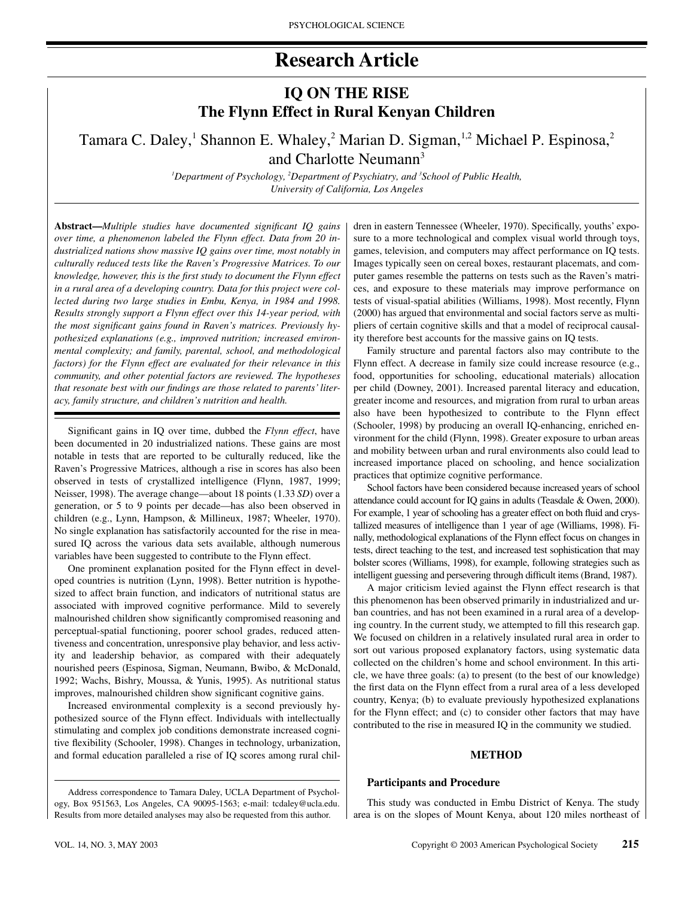# Research Article

## IQ ON THE RISE
## The Flynn Effect in Rural Kenyan Children

Tamara C. Daley,[1] Shannon E. Whaley,[2] Marian D. Sigman,[1,2] Michael P. Espinosa,[2] and Charlotte Neumann[3]

[1]*Department of Psychology,* [2]*Department of Psychiatry, and* [3]*School of Public Health, University of California, Los Angeles*

**Abstract—***Multiple studies have documented significant IQ gains over time, a phenomenon labeled the Flynn effect. Data from 20 industrialized nations show massive IQ gains over time, most notably in culturally reduced tests like the Raven's Progressive Matrices. To our knowledge, however, this is the first study to document the Flynn effect in a rural area of a developing country. Data for this project were collected during two large studies in Embu, Kenya, in 1984 and 1998. Results strongly support a Flynn effect over this 14-year period, with the most significant gains found in Raven's matrices. Previously hypothesized explanations (e.g., improved nutrition; increased environmental complexity; and family, parental, school, and methodological factors) for the Flynn effect are evaluated for their relevance in this community, and other potential factors are reviewed. The hypotheses that resonate best with our findings are those related to parents' literacy, family structure, and children's nutrition and health.*

Significant gains in IQ over time, dubbed the *Flynn effect*, have been documented in 20 industrialized nations. These gains are most notable in tests that are reported to be culturally reduced, like the Raven's Progressive Matrices, although a rise in scores has also been observed in tests of crystallized intelligence (Flynn, 1987, 1999; Neisser, 1998). The average change—about 18 points (1.33 *SD*) over a generation, or 5 to 9 points per decade—has also been observed in children (e.g., Lynn, Hampson, & Millineux, 1987; Wheeler, 1970). No single explanation has satisfactorily accounted for the rise in measured IQ across the various data sets available, although numerous variables have been suggested to contribute to the Flynn effect.

One prominent explanation posited for the Flynn effect in developed countries is nutrition (Lynn, 1998). Better nutrition is hypothesized to affect brain function, and indicators of nutritional status are associated with improved cognitive performance. Mild to severely malnourished children show significantly compromised reasoning and perceptual-spatial functioning, poorer school grades, reduced attentiveness and concentration, unresponsive play behavior, and less activity and leadership behavior, as compared with their adequately nourished peers (Espinosa, Sigman, Neumann, Bwibo, & McDonald, 1992; Wachs, Bishry, Moussa, & Yunis, 1995). As nutritional status improves, malnourished children show significant cognitive gains.

Increased environmental complexity is a second previously hypothesized source of the Flynn effect. Individuals with intellectually stimulating and complex job conditions demonstrate increased cognitive flexibility (Schooler, 1998). Changes in technology, urbanization, and formal education paralleled a rise of IQ scores among rural children in eastern Tennessee (Wheeler, 1970). Specifically, youths' exposure to a more technological and complex visual world through toys, games, television, and computers may affect performance on IQ tests. Images typically seen on cereal boxes, restaurant placemats, and computer games resemble the patterns on tests such as the Raven's matrices, and exposure to these materials may improve performance on tests of visual-spatial abilities (Williams, 1998). Most recently, Flynn (2000) has argued that environmental and social factors serve as multipliers of certain cognitive skills and that a model of reciprocal causality therefore best accounts for the massive gains on IQ tests.

Family structure and parental factors also may contribute to the Flynn effect. A decrease in family size could increase resource (e.g., food, opportunities for schooling, educational materials) allocation per child (Downey, 2001). Increased parental literacy and education, greater income and resources, and migration from rural to urban areas also have been hypothesized to contribute to the Flynn effect (Schooler, 1998) by producing an overall IQ-enhancing, enriched environment for the child (Flynn, 1998). Greater exposure to urban areas and mobility between urban and rural environments also could lead to increased importance placed on schooling, and hence socialization practices that optimize cognitive performance.

School factors have been considered because increased years of school attendance could account for IQ gains in adults (Teasdale & Owen, 2000). For example, 1 year of schooling has a greater effect on both fluid and crystallized measures of intelligence than 1 year of age (Williams, 1998). Finally, methodological explanations of the Flynn effect focus on changes in tests, direct teaching to the test, and increased test sophistication that may bolster scores (Williams, 1998), for example, following strategies such as intelligent guessing and persevering through difficult items (Brand, 1987).

A major criticism levied against the Flynn effect research is that this phenomenon has been observed primarily in industrialized and urban countries, and has not been examined in a rural area of a developing country. In the current study, we attempted to fill this research gap. We focused on children in a relatively insulated rural area in order to sort out various proposed explanatory factors, using systematic data collected on the children's home and school environment. In this article, we have three goals: (a) to present (to the best of our knowledge) the first data on the Flynn effect from a rural area of a less developed country, Kenya; (b) to evaluate previously hypothesized explanations for the Flynn effect; and (c) to consider other factors that may have contributed to the rise in measured IQ in the community we studied.

## METHOD

### Participants and Procedure

This study was conducted in Embu District of Kenya. The study area is on the slopes of Mount Kenya, about 120 miles northeast of

Address correspondence to Tamara Daley, UCLA Department of Psychology, Box 951563, Los Angeles, CA 90095-1563; e-mail: tcdaley@ucla.edu. Results from more detailed analyses may also be requested from this author.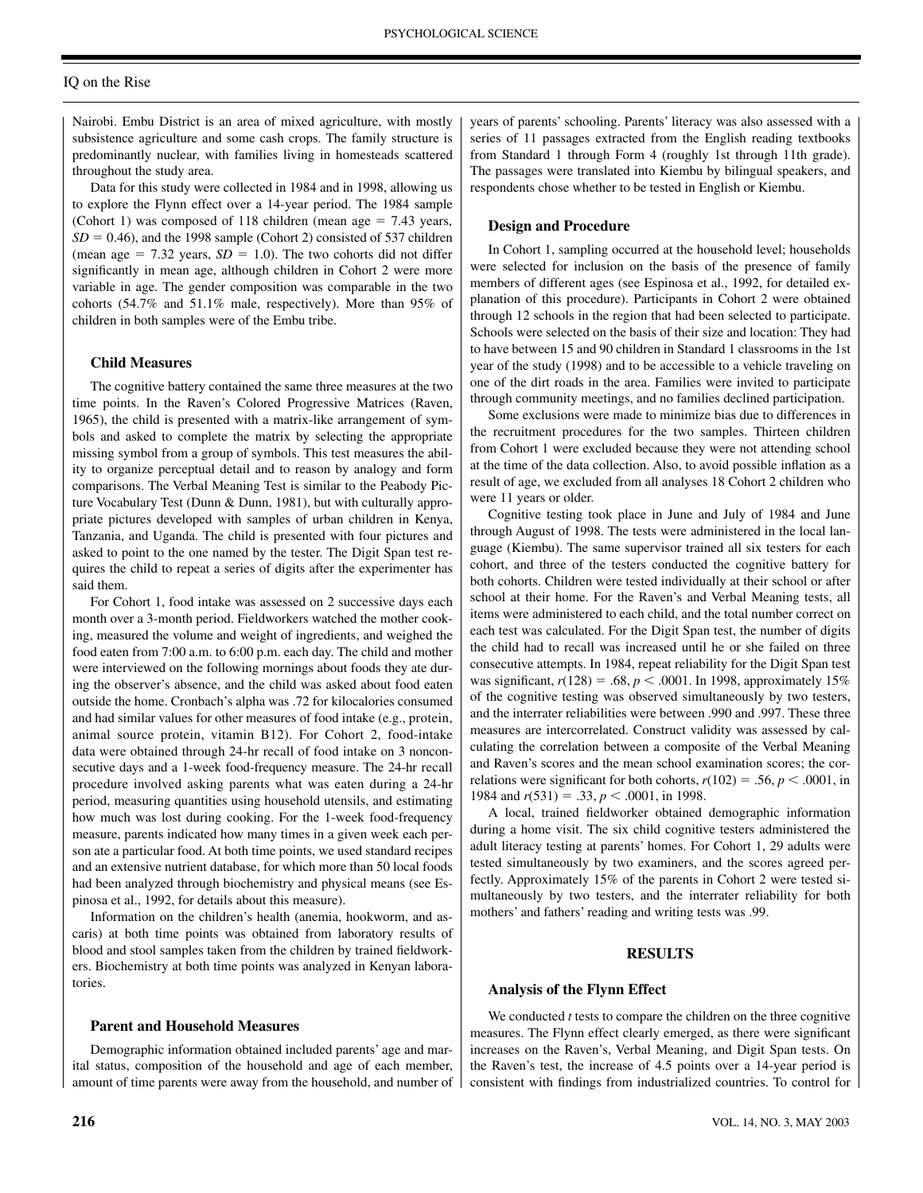Nairobi. Embu District is an area of mixed agriculture, with mostly subsistence agriculture and some cash crops. The family structure is predominantly nuclear, with families living in homesteads scattered throughout the study area.

Data for this study were collected in 1984 and in 1998, allowing us to explore the Flynn effect over a 14-year period. The 1984 sample (Cohort 1) was composed of 118 children (mean age = 7.43 years, $SD = 0.46$), and the 1998 sample (Cohort 2) consisted of 537 children (mean age = 7.32 years, $SD = 1.0$). The two cohorts did not differ significantly in mean age, although children in Cohort 2 were more variable in age. The gender composition was comparable in the two cohorts (54.7% and 51.1% male, respectively). More than 95% of children in both samples were of the Embu tribe.

### Child Measures

The cognitive battery contained the same three measures at the two time points. In the Raven's Colored Progressive Matrices (Raven, 1965), the child is presented with a matrix-like arrangement of symbols and asked to complete the matrix by selecting the appropriate missing symbol from a group of symbols. This test measures the ability to organize perceptual detail and to reason by analogy and form comparisons. The Verbal Meaning Test is similar to the Peabody Picture Vocabulary Test (Dunn & Dunn, 1981), but with culturally appropriate pictures developed with samples of urban children in Kenya, Tanzania, and Uganda. The child is presented with four pictures and asked to point to the one named by the tester. The Digit Span test requires the child to repeat a series of digits after the experimenter has said them.

For Cohort 1, food intake was assessed on 2 successive days each month over a 3-month period. Fieldworkers watched the mother cooking, measured the volume and weight of ingredients, and weighed the food eaten from 7:00 a.m. to 6:00 p.m. each day. The child and mother were interviewed on the following mornings about foods they ate during the observer's absence, and the child was asked about food eaten outside the home. Cronbach's alpha was .72 for kilocalories consumed and had similar values for other measures of food intake (e.g., protein, animal source protein, vitamin B12). For Cohort 2, food-intake data were obtained through 24-hr recall of food intake on 3 nonconsecutive days and a 1-week food-frequency measure. The 24-hr recall procedure involved asking parents what was eaten during a 24-hr period, measuring quantities using household utensils, and estimating how much was lost during cooking. For the 1-week food-frequency measure, parents indicated how many times in a given week each person ate a particular food. At both time points, we used standard recipes and an extensive nutrient database, for which more than 50 local foods had been analyzed through biochemistry and physical means (see Espinosa et al., 1992, for details about this measure).

Information on the children's health (anemia, hookworm, and ascaris) at both time points was obtained from laboratory results of blood and stool samples taken from the children by trained fieldworkers. Biochemistry at both time points was analyzed in Kenyan laboratories.

### Parent and Household Measures

Demographic information obtained included parents' age and marital status, composition of the household and age of each member, amount of time parents were away from the household, and number of years of parents' schooling. Parents' literacy was also assessed with a series of 11 passages extracted from the English reading textbooks from Standard 1 through Form 4 (roughly 1st through 11th grade). The passages were translated into Kiembu by bilingual speakers, and respondents chose whether to be tested in English or Kiembu.

### Design and Procedure

In Cohort 1, sampling occurred at the household level; households were selected for inclusion on the basis of the presence of family members of different ages (see Espinosa et al., 1992, for detailed explanation of this procedure). Participants in Cohort 2 were obtained through 12 schools in the region that had been selected to participate. Schools were selected on the basis of their size and location: They had to have between 15 and 90 children in Standard 1 classrooms in the 1st year of the study (1998) and to be accessible to a vehicle traveling on one of the dirt roads in the area. Families were invited to participate through community meetings, and no families declined participation.

Some exclusions were made to minimize bias due to differences in the recruitment procedures for the two samples. Thirteen children from Cohort 1 were excluded because they were not attending school at the time of the data collection. Also, to avoid possible inflation as a result of age, we excluded from all analyses 18 Cohort 2 children who were 11 years or older.

Cognitive testing took place in June and July of 1984 and June through August of 1998. The tests were administered in the local language (Kiembu). The same supervisor trained all six testers for each cohort, and three of the testers conducted the cognitive battery for both cohorts. Children were tested individually at their school or after school at their home. For the Raven's and Verbal Meaning tests, all items were administered to each child, and the total number correct on each test was calculated. For the Digit Span test, the number of digits the child had to recall was increased until he or she failed on three consecutive attempts. In 1984, repeat reliability for the Digit Span test was significant, $r(128) = .68$, $p < .0001$. In 1998, approximately 15% of the cognitive testing was observed simultaneously by two testers, and the interrater reliabilities were between .990 and .997. These three measures are intercorrelated. Construct validity was assessed by calculating the correlation between a composite of the Verbal Meaning and Raven's scores and the mean school examination scores; the correlations were significant for both cohorts, $r(102) = .56$, $p < .0001$, in 1984 and $r(531) = .33$, $p < .0001$, in 1998.

A local, trained fieldworker obtained demographic information during a home visit. The six child cognitive testers administered the adult literacy testing at parents' homes. For Cohort 1, 29 adults were tested simultaneously by two examiners, and the scores agreed perfectly. Approximately 15% of the parents in Cohort 2 were tested simultaneously by two testers, and the interrater reliability for both mothers' and fathers' reading and writing tests was .99.

## RESULTS

### Analysis of the Flynn Effect

We conducted $t$ tests to compare the children on the three cognitive measures. The Flynn effect clearly emerged, as there were significant increases on the Raven's, Verbal Meaning, and Digit Span tests. On the Raven's test, the increase of 4.5 points over a 14-year period is consistent with findings from industrialized countries. To control for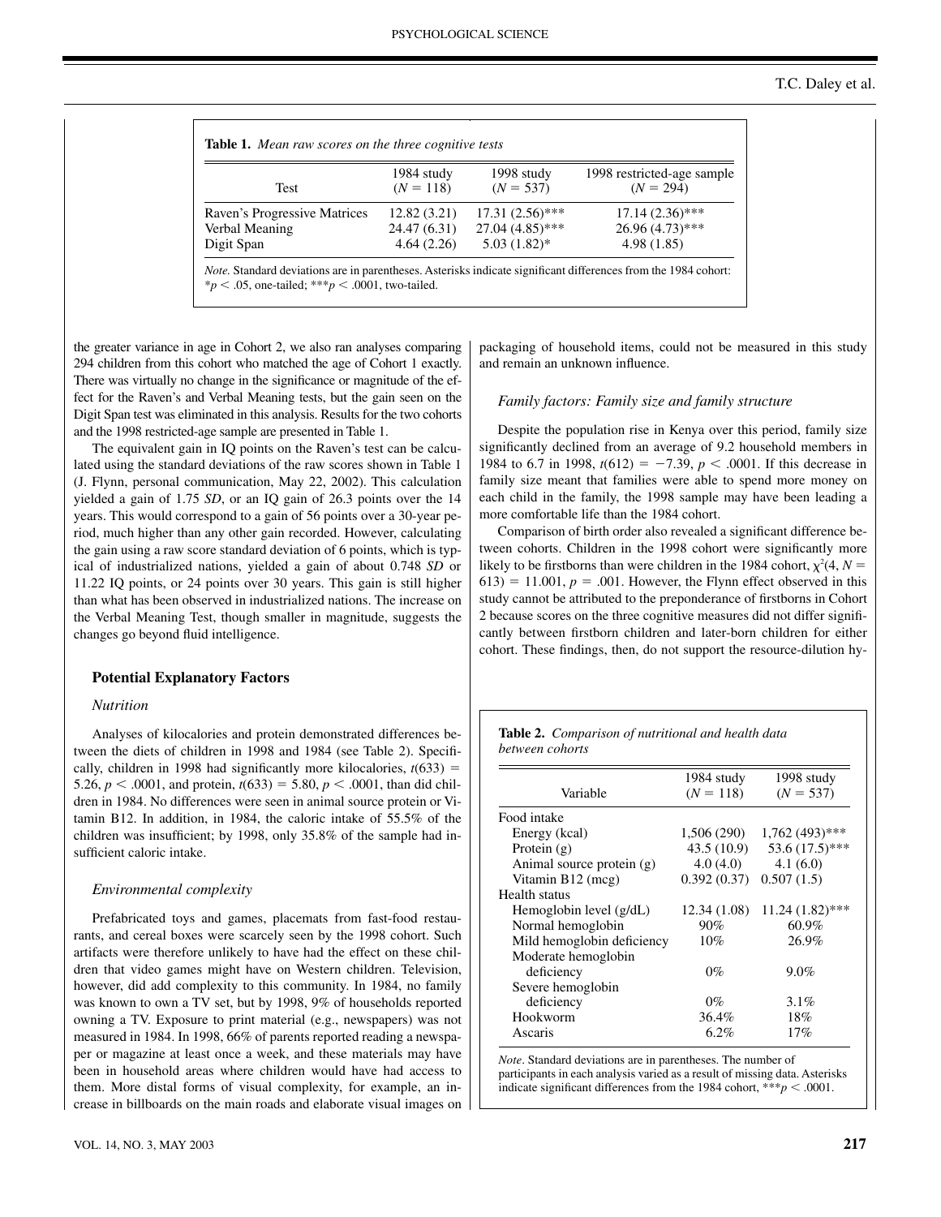**Table 1.** *Mean raw scores on the three cognitive tests*

| Test | 1984 study ($N$ = 118) | 1998 study ($N$ = 537) | 1998 restricted-age sample ($N$ = 294) |
|---|---|---|---|
| Raven's Progressive Matrices | 12.82 (3.21) | 17.31 (2.56)*** | 17.14 (2.36)*** |
| Verbal Meaning | 24.47 (6.31) | 27.04 (4.85)*** | 26.96 (4.73)*** |
| Digit Span | 4.64 (2.26) | 5.03 (1.82)* | 4.98 (1.85) |

*Note.* Standard deviations are in parentheses. Asterisks indicate significant differences from the 1984 cohort: *$p < .05$, one-tailed; ***$p < .0001$, two-tailed.

the greater variance in age in Cohort 2, we also ran analyses comparing 294 children from this cohort who matched the age of Cohort 1 exactly. There was virtually no change in the significance or magnitude of the effect for the Raven's and Verbal Meaning tests, but the gain seen on the Digit Span test was eliminated in this analysis. Results for the two cohorts and the 1998 restricted-age sample are presented in Table 1.

The equivalent gain in IQ points on the Raven's test can be calculated using the standard deviations of the raw scores shown in Table 1 (J. Flynn, personal communication, May 22, 2002). This calculation yielded a gain of 1.75 *SD*, or an IQ gain of 26.3 points over the 14 years. This would correspond to a gain of 56 points over a 30-year period, much higher than any other gain recorded. However, calculating the gain using a raw score standard deviation of 6 points, which is typical of industrialized nations, yielded a gain of about 0.748 *SD* or 11.22 IQ points, or 24 points over 30 years. This gain is still higher than what has been observed in industrialized nations. The increase on the Verbal Meaning Test, though smaller in magnitude, suggests the changes go beyond fluid intelligence.

## Potential Explanatory Factors

### *Nutrition*

Analyses of kilocalories and protein demonstrated differences between the diets of children in 1998 and 1984 (see Table 2). Specifically, children in 1998 had significantly more kilocalories, $t(633) = 5.26$, $p < .0001$, and protein, $t(633) = 5.80$, $p < .0001$, than did children in 1984. No differences were seen in animal source protein or Vitamin B12. In addition, in 1984, the caloric intake of 55.5% of the children was insufficient; by 1998, only 35.8% of the sample had insufficient caloric intake.

### *Environmental complexity*

Prefabricated toys and games, placemats from fast-food restaurants, and cereal boxes were scarcely seen by the 1998 cohort. Such artifacts were therefore unlikely to have had the effect on these children that video games might have on Western children. Television, however, did add complexity to this community. In 1984, no family was known to own a TV set, but by 1998, 9% of households reported owning a TV. Exposure to print material (e.g., newspapers) was not measured in 1984. In 1998, 66% of parents reported reading a newspaper or magazine at least once a week, and these materials may have been in household areas where children would have had access to them. More distal forms of visual complexity, for example, an increase in billboards on the main roads and elaborate visual images on packaging of household items, could not be measured in this study and remain an unknown influence.

### *Family factors: Family size and family structure*

Despite the population rise in Kenya over this period, family size significantly declined from an average of 9.2 household members in 1984 to 6.7 in 1998, $t(612) = -7.39$, $p < .0001$. If this decrease in family size meant that families were able to spend more money on each child in the family, the 1998 sample may have been leading a more comfortable life than the 1984 cohort.

Comparison of birth order also revealed a significant difference between cohorts. Children in the 1998 cohort were significantly more likely to be firstborns than were children in the 1984 cohort, $\chi^2(4, N = 613) = 11.001$, $p = .001$. However, the Flynn effect observed in this study cannot be attributed to the preponderance of firstborns in Cohort 2 because scores on the three cognitive measures did not differ significantly between firstborn children and later-born children for either cohort. These findings, then, do not support the resource-dilution hy-

**Table 2.** *Comparison of nutritional and health data between cohorts*

| Variable | 1984 study ($N$ = 118) | 1998 study ($N$ = 537) |
|---|---|---|
| Food intake | | |
| Energy (kcal) | 1,506 (290) | 1,762 (493)*** |
| Protein (g) | 43.5 (10.9) | 53.6 (17.5)*** |
| Animal source protein (g) | 4.0 (4.0) | 4.1 (6.0) |
| Vitamin B12 (mcg) | 0.392 (0.37) | 0.507 (1.5) |
| Health status | | |
| Hemoglobin level (g/dL) | 12.34 (1.08) | 11.24 (1.82)*** |
| Normal hemoglobin | 90% | 60.9% |
| Mild hemoglobin deficiency | 10% | 26.9% |
| Moderate hemoglobin deficiency | 0% | 9.0% |
| Severe hemoglobin deficiency | 0% | 3.1% |
| Hookworm | 36.4% | 18% |
| Ascaris | 6.2% | 17% |

*Note*. Standard deviations are in parentheses. The number of participants in each analysis varied as a result of missing data. Asterisks indicate significant differences from the 1984 cohort, ***$p < .0001$.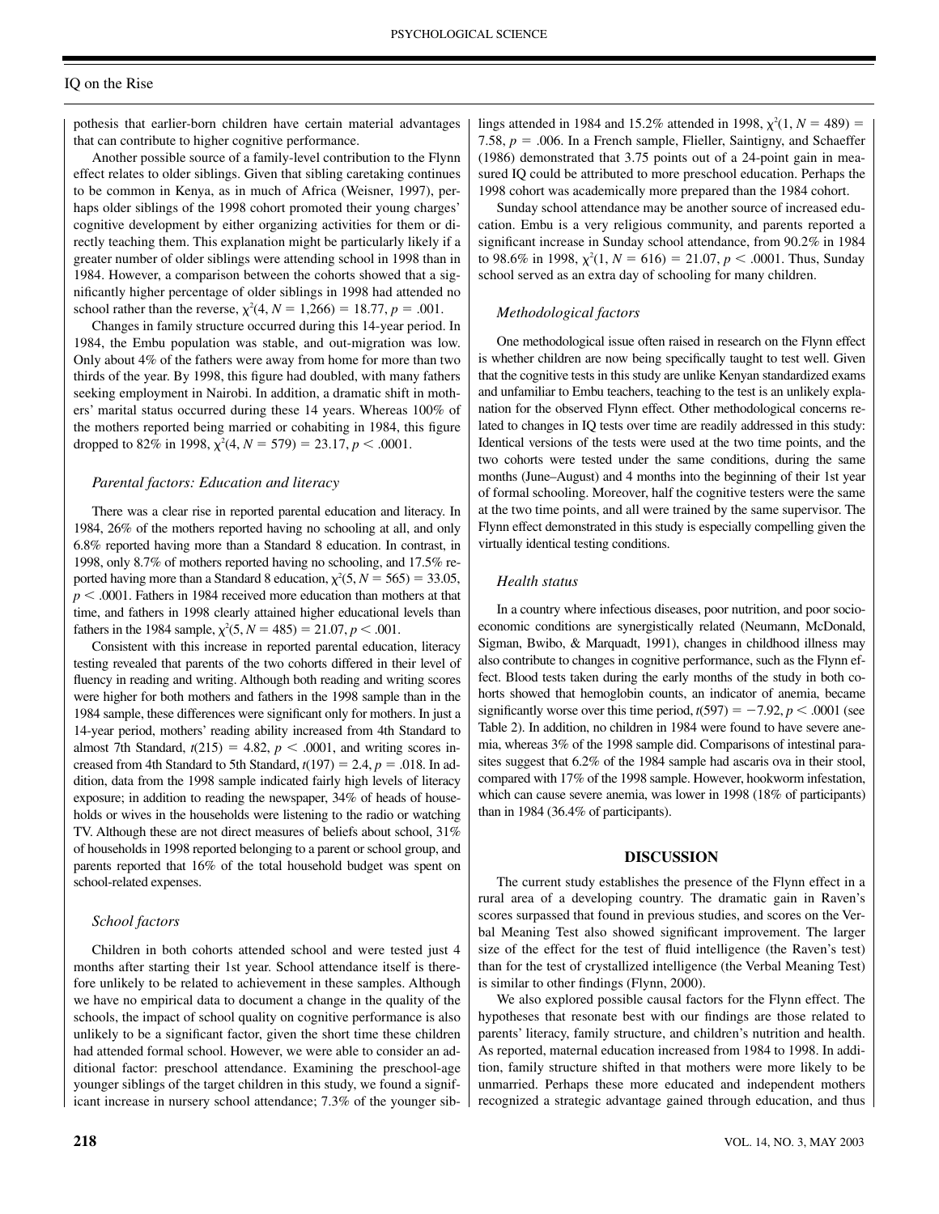pothesis that earlier-born children have certain material advantages that can contribute to higher cognitive performance.

Another possible source of a family-level contribution to the Flynn effect relates to older siblings. Given that sibling caretaking continues to be common in Kenya, as in much of Africa (Weisner, 1997), perhaps older siblings of the 1998 cohort promoted their young charges' cognitive development by either organizing activities for them or directly teaching them. This explanation might be particularly likely if a greater number of older siblings were attending school in 1998 than in 1984. However, a comparison between the cohorts showed that a significantly higher percentage of older siblings in 1998 had attended no school rather than the reverse, $\chi^2(4, N = 1{,}266) = 18.77$, $p = .001$.

Changes in family structure occurred during this 14-year period. In 1984, the Embu population was stable, and out-migration was low. Only about 4% of the fathers were away from home for more than two thirds of the year. By 1998, this figure had doubled, with many fathers seeking employment in Nairobi. In addition, a dramatic shift in mothers' marital status occurred during these 14 years. Whereas 100% of the mothers reported being married or cohabiting in 1984, this figure dropped to 82% in 1998, $\chi^2(4, N = 579) = 23.17$, $p < .0001$.

### *Parental factors: Education and literacy*

There was a clear rise in reported parental education and literacy. In 1984, 26% of the mothers reported having no schooling at all, and only 6.8% reported having more than a Standard 8 education. In contrast, in 1998, only 8.7% of mothers reported having no schooling, and 17.5% reported having more than a Standard 8 education, $\chi^2(5, N = 565) = 33.05$, $p < .0001$. Fathers in 1984 received more education than mothers at that time, and fathers in 1998 clearly attained higher educational levels than fathers in the 1984 sample, $\chi^2(5, N = 485) = 21.07$, $p < .001$.

Consistent with this increase in reported parental education, literacy testing revealed that parents of the two cohorts differed in their level of fluency in reading and writing. Although both reading and writing scores were higher for both mothers and fathers in the 1998 sample than in the 1984 sample, these differences were significant only for mothers. In just a 14-year period, mothers' reading ability increased from 4th Standard to almost 7th Standard, $t(215) = 4.82$, $p < .0001$, and writing scores increased from 4th Standard to 5th Standard, $t(197) = 2.4$, $p = .018$. In addition, data from the 1998 sample indicated fairly high levels of literacy exposure; in addition to reading the newspaper, 34% of heads of households or wives in the households were listening to the radio or watching TV. Although these are not direct measures of beliefs about school, 31% of households in 1998 reported belonging to a parent or school group, and parents reported that 16% of the total household budget was spent on school-related expenses.

### *School factors*

Children in both cohorts attended school and were tested just 4 months after starting their 1st year. School attendance itself is therefore unlikely to be related to achievement in these samples. Although we have no empirical data to document a change in the quality of the schools, the impact of school quality on cognitive performance is also unlikely to be a significant factor, given the short time these children had attended formal school. However, we were able to consider an additional factor: preschool attendance. Examining the preschool-age younger siblings of the target children in this study, we found a significant increase in nursery school attendance; 7.3% of the younger siblings attended in 1984 and 15.2% attended in 1998, $\chi^2(1, N = 489) = 7.58$, $p = .006$. In a French sample, Flieller, Saintigny, and Schaeffer (1986) demonstrated that 3.75 points out of a 24-point gain in measured IQ could be attributed to more preschool education. Perhaps the 1998 cohort was academically more prepared than the 1984 cohort.

Sunday school attendance may be another source of increased education. Embu is a very religious community, and parents reported a significant increase in Sunday school attendance, from 90.2% in 1984 to 98.6% in 1998, $\chi^2(1, N = 616) = 21.07$, $p < .0001$. Thus, Sunday school served as an extra day of schooling for many children.

### *Methodological factors*

One methodological issue often raised in research on the Flynn effect is whether children are now being specifically taught to test well. Given that the cognitive tests in this study are unlike Kenyan standardized exams and unfamiliar to Embu teachers, teaching to the test is an unlikely explanation for the observed Flynn effect. Other methodological concerns related to changes in IQ tests over time are readily addressed in this study: Identical versions of the tests were used at the two time points, and the two cohorts were tested under the same conditions, during the same months (June–August) and 4 months into the beginning of their 1st year of formal schooling. Moreover, half the cognitive testers were the same at the two time points, and all were trained by the same supervisor. The Flynn effect demonstrated in this study is especially compelling given the virtually identical testing conditions.

### *Health status*

In a country where infectious diseases, poor nutrition, and poor socioeconomic conditions are synergistically related (Neumann, McDonald, Sigman, Bwibo, & Marquadt, 1991), changes in childhood illness may also contribute to changes in cognitive performance, such as the Flynn effect. Blood tests taken during the early months of the study in both cohorts showed that hemoglobin counts, an indicator of anemia, became significantly worse over this time period, $t(597) = -7.92$, $p < .0001$ (see Table 2). In addition, no children in 1984 were found to have severe anemia, whereas 3% of the 1998 sample did. Comparisons of intestinal parasites suggest that 6.2% of the 1984 sample had ascaris ova in their stool, compared with 17% of the 1998 sample. However, hookworm infestation, which can cause severe anemia, was lower in 1998 (18% of participants) than in 1984 (36.4% of participants).

## DISCUSSION

The current study establishes the presence of the Flynn effect in a rural area of a developing country. The dramatic gain in Raven's scores surpassed that found in previous studies, and scores on the Verbal Meaning Test also showed significant improvement. The larger size of the effect for the test of fluid intelligence (the Raven's test) than for the test of crystallized intelligence (the Verbal Meaning Test) is similar to other findings (Flynn, 2000).

We also explored possible causal factors for the Flynn effect. The hypotheses that resonate best with our findings are those related to parents' literacy, family structure, and children's nutrition and health. As reported, maternal education increased from 1984 to 1998. In addition, family structure shifted in that mothers were more likely to be unmarried. Perhaps these more educated and independent mothers recognized a strategic advantage gained through education, and thus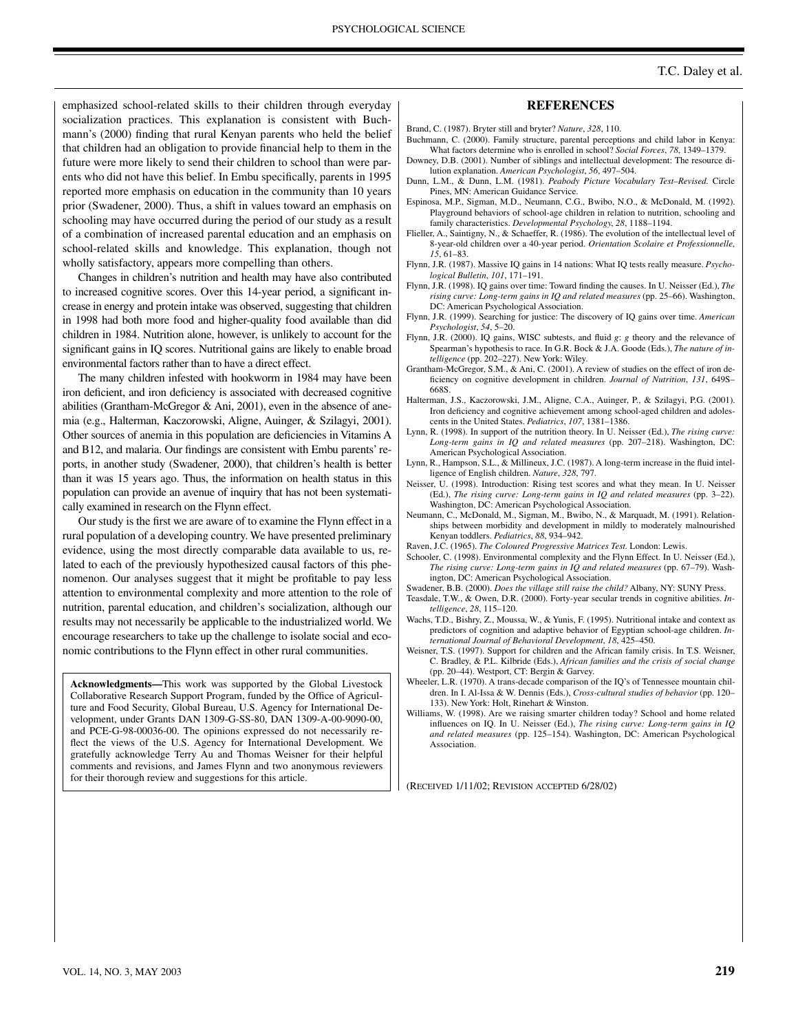emphasized school-related skills to their children through everyday socialization practices. This explanation is consistent with Buchmann's (2000) finding that rural Kenyan parents who held the belief that children had an obligation to provide financial help to them in the future were more likely to send their children to school than were parents who did not have this belief. In Embu specifically, parents in 1995 reported more emphasis on education in the community than 10 years prior (Swadener, 2000). Thus, a shift in values toward an emphasis on schooling may have occurred during the period of our study as a result of a combination of increased parental education and an emphasis on school-related skills and knowledge. This explanation, though not wholly satisfactory, appears more compelling than others.

Changes in children's nutrition and health may have also contributed to increased cognitive scores. Over this 14-year period, a significant increase in energy and protein intake was observed, suggesting that children in 1998 had both more food and higher-quality food available than did children in 1984. Nutrition alone, however, is unlikely to account for the significant gains in IQ scores. Nutritional gains are likely to enable broad environmental factors rather than to have a direct effect.

The many children infested with hookworm in 1984 may have been iron deficient, and iron deficiency is associated with decreased cognitive abilities (Grantham-McGregor & Ani, 2001), even in the absence of anemia (e.g., Halterman, Kaczorowski, Aligne, Auinger, & Szilagyi, 2001). Other sources of anemia in this population are deficiencies in Vitamins A and B12, and malaria. Our findings are consistent with Embu parents' reports, in another study (Swadener, 2000), that children's health is better than it was 15 years ago. Thus, the information on health status in this population can provide an avenue of inquiry that has not been systematically examined in research on the Flynn effect.

Our study is the first we are aware of to examine the Flynn effect in a rural population of a developing country. We have presented preliminary evidence, using the most directly comparable data available to us, related to each of the previously hypothesized causal factors of this phenomenon. Our analyses suggest that it might be profitable to pay less attention to environmental complexity and more attention to the role of nutrition, parental education, and children's socialization, although our results may not necessarily be applicable to the industrialized world. We encourage researchers to take up the challenge to isolate social and economic contributions to the Flynn effect in other rural communities.

**Acknowledgments—**This work was supported by the Global Livestock Collaborative Research Support Program, funded by the Office of Agriculture and Food Security, Global Bureau, U.S. Agency for International Development, under Grants DAN 1309-G-SS-80, DAN 1309-A-00-9090-00, and PCE-G-98-00036-00. The opinions expressed do not necessarily reflect the views of the U.S. Agency for International Development. We gratefully acknowledge Terry Au and Thomas Weisner for their helpful comments and revisions, and James Flynn and two anonymous reviewers for their thorough review and suggestions for this article.

## REFERENCES

Brand, C. (1987). Bryter still and bryter? *Nature*, *328*, 110.

Buchmann, C. (2000). Family structure, parental perceptions and child labor in Kenya: What factors determine who is enrolled in school? *Social Forces*, *78*, 1349–1379.

Downey, D.B. (2001). Number of siblings and intellectual development: The resource dilution explanation. *American Psychologist*, *56*, 497–504.

Dunn, L.M., & Dunn, L.M. (1981). *Peabody Picture Vocabulary Test–Revised.* Circle Pines, MN: American Guidance Service.

Espinosa, M.P., Sigman, M.D., Neumann, C.G., Bwibo, N.O., & McDonald, M. (1992). Playground behaviors of school-age children in relation to nutrition, schooling and family characteristics. *Developmental Psychology*, *28*, 1188–1194.

Flieller, A., Saintigny, N., & Schaeffer, R. (1986). The evolution of the intellectual level of 8-year-old children over a 40-year period. *Orientation Scolaire et Professionnelle*, *15*, 61–83.

Flynn, J.R. (1987). Massive IQ gains in 14 nations: What IQ tests really measure. *Psychological Bulletin*, *101*, 171–191.

Flynn, J.R. (1998). IQ gains over time: Toward finding the causes. In U. Neisser (Ed.), *The rising curve: Long-term gains in IQ and related measures* (pp. 25–66). Washington, DC: American Psychological Association.

Flynn, J.R. (1999). Searching for justice: The discovery of IQ gains over time. *American Psychologist*, *54*, 5–20.

Flynn, J.R. (2000). IQ gains, WISC subtests, and fluid *g*: *g* theory and the relevance of Spearman's hypothesis to race. In G.R. Bock & J.A. Goode (Eds.), *The nature of intelligence* (pp. 202–227). New York: Wiley.

Grantham-McGregor, S.M., & Ani, C. (2001). A review of studies on the effect of iron deficiency on cognitive development in children. *Journal of Nutrition*, *131*, 649S–668S.

Halterman, J.S., Kaczorowski, J.M., Aligne, C.A., Auinger, P., & Szilagyi, P.G. (2001). Iron deficiency and cognitive achievement among school-aged children and adolescents in the United States. *Pediatrics*, *107*, 1381–1386.

Lynn, R. (1998). In support of the nutrition theory. In U. Neisser (Ed.), *The rising curve: Long-term gains in IQ and related measures* (pp. 207–218). Washington, DC: American Psychological Association.

Lynn, R., Hampson, S.L., & Millineux, J.C. (1987). A long-term increase in the fluid intelligence of English children. *Nature*, *328*, 797.

Neisser, U. (1998). Introduction: Rising test scores and what they mean. In U. Neisser (Ed.), *The rising curve: Long-term gains in IQ and related measures* (pp. 3–22). Washington, DC: American Psychological Association.

Neumann, C., McDonald, M., Sigman, M., Bwibo, N., & Marquadt, M. (1991). Relationships between morbidity and development in mildly to moderately malnourished Kenyan toddlers. *Pediatrics*, *88*, 934–942.

Raven, J.C. (1965). *The Coloured Progressive Matrices Test.* London: Lewis.

Schooler, C. (1998). Environmental complexity and the Flynn Effect. In U. Neisser (Ed.), *The rising curve: Long-term gains in IQ and related measures* (pp. 67–79). Washington, DC: American Psychological Association.

Swadener, B.B. (2000). *Does the village still raise the child?* Albany, NY: SUNY Press.

Teasdale, T.W., & Owen, D.R. (2000). Forty-year secular trends in cognitive abilities. *Intelligence*, *28*, 115–120.

Wachs, T.D., Bishry, Z., Moussa, W., & Yunis, F. (1995). Nutritional intake and context as predictors of cognition and adaptive behavior of Egyptian school-age children. *International Journal of Behavioral Development*, *18*, 425–450.

Weisner, T.S. (1997). Support for children and the African family crisis. In T.S. Weisner, C. Bradley, & P.L. Kilbride (Eds.), *African families and the crisis of social change* (pp. 20–44). Westport, CT: Bergin & Garvey.

Wheeler, L.R. (1970). A trans-decade comparison of the IQ's of Tennessee mountain children. In I. Al-Issa & W. Dennis (Eds.), *Cross-cultural studies of behavior* (pp. 120–133). New York: Holt, Rinehart & Winston.

Williams, W. (1998). Are we raising smarter children today? School and home related influences on IQ. In U. Neisser (Ed.), *The rising curve: Long-term gains in IQ and related measures* (pp. 125–154). Washington, DC: American Psychological Association.

(Received 1/11/02; Revision accepted 6/28/02)